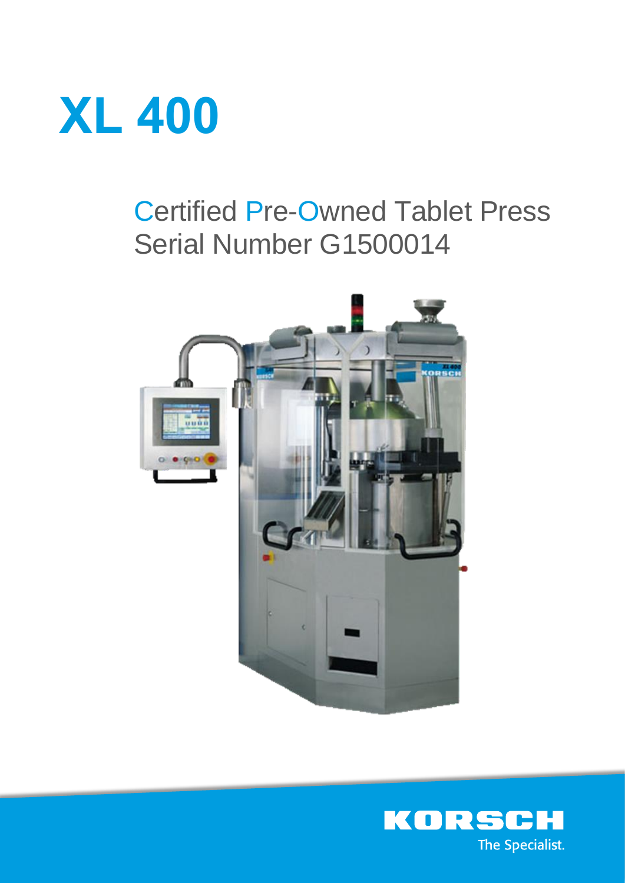# XL 400

## Certified Pre-Owned Tablet Press
## Serial Number G1500014

KORSCH

The Specialist.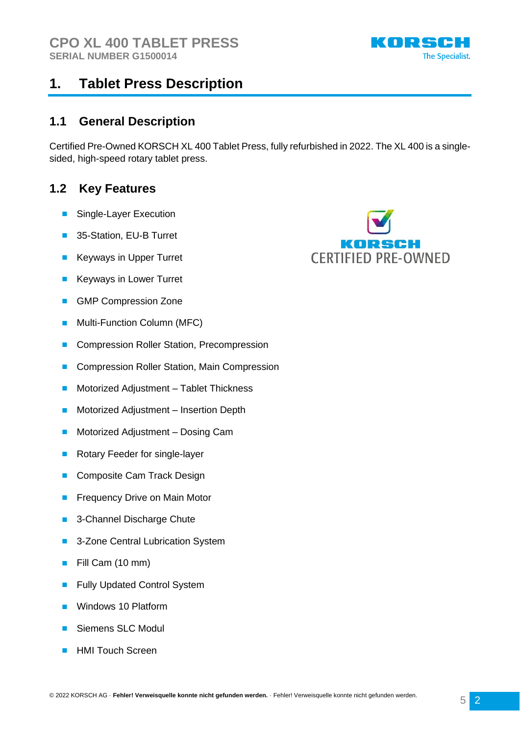# 1. Tablet Press Description

## 1.1 General Description

Certified Pre-Owned KORSCH XL 400 Tablet Press, fully refurbished in 2022. The XL 400 is a single-sided, high-speed rotary tablet press.

## 1.2 Key Features

- Single-Layer Execution
- 35-Station, EU-B Turret
- Keyways in Upper Turret
- Keyways in Lower Turret
- GMP Compression Zone
- Multi-Function Column (MFC)
- Compression Roller Station, Precompression
- Compression Roller Station, Main Compression
- Motorized Adjustment – Tablet Thickness
- Motorized Adjustment – Insertion Depth
- Motorized Adjustment – Dosing Cam
- Rotary Feeder for single-layer
- Composite Cam Track Design
- Frequency Drive on Main Motor
- 3-Channel Discharge Chute
- 3-Zone Central Lubrication System
- Fill Cam (10 mm)
- Fully Updated Control System
- Windows 10 Platform
- Siemens SLC Modul
- HMI Touch Screen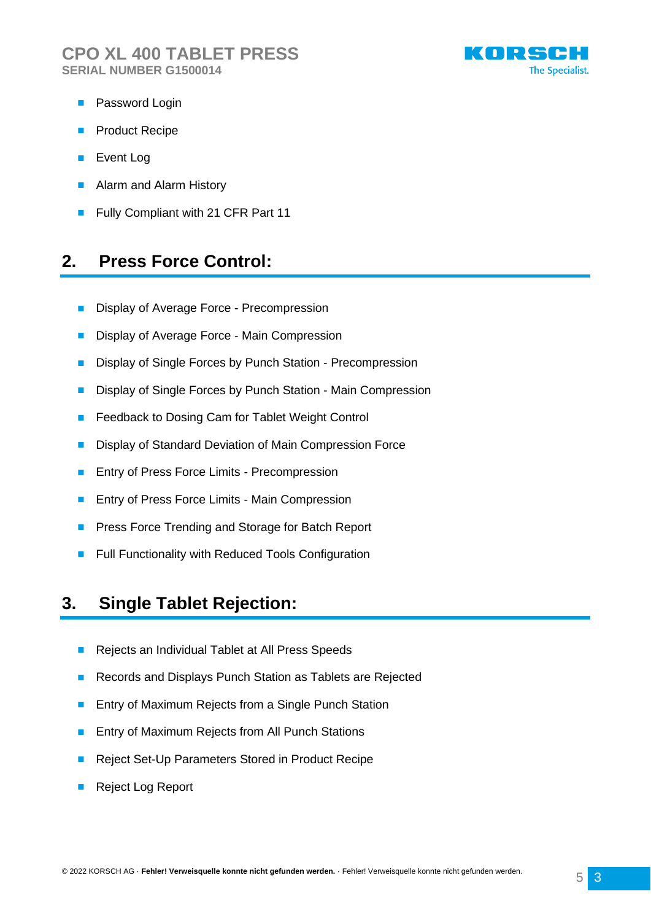- Password Login
- Product Recipe
- Event Log
- Alarm and Alarm History
- Fully Compliant with 21 CFR Part 11

## 2. Press Force Control:

- Display of Average Force - Precompression
- Display of Average Force - Main Compression
- Display of Single Forces by Punch Station - Precompression
- Display of Single Forces by Punch Station - Main Compression
- Feedback to Dosing Cam for Tablet Weight Control
- Display of Standard Deviation of Main Compression Force
- Entry of Press Force Limits - Precompression
- Entry of Press Force Limits - Main Compression
- Press Force Trending and Storage for Batch Report
- Full Functionality with Reduced Tools Configuration

## 3. Single Tablet Rejection:

- Rejects an Individual Tablet at All Press Speeds
- Records and Displays Punch Station as Tablets are Rejected
- Entry of Maximum Rejects from a Single Punch Station
- Entry of Maximum Rejects from All Punch Stations
- Reject Set-Up Parameters Stored in Product Recipe
- Reject Log Report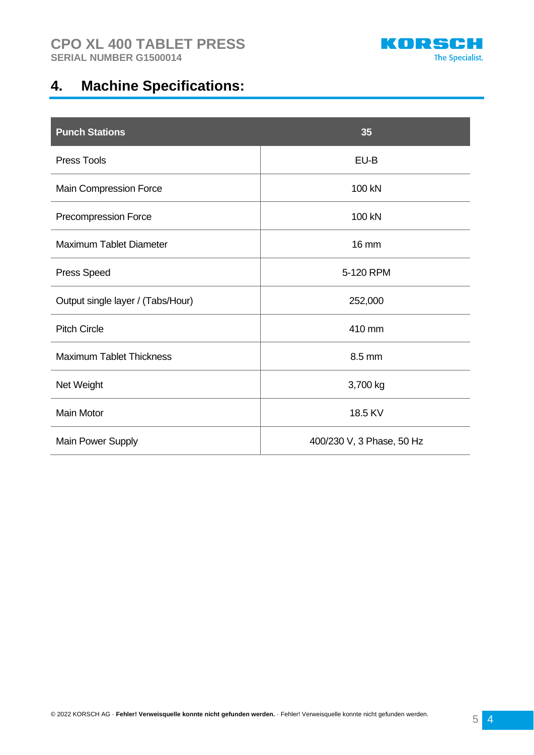# 4. Machine Specifications:

| Punch Stations | 35 |
|---|---|
| Press Tools | EU-B |
| Main Compression Force | 100 kN |
| Precompression Force | 100 kN |
| Maximum Tablet Diameter | 16 mm |
| Press Speed | 5-120 RPM |
| Output single layer / (Tabs/Hour) | 252,000 |
| Pitch Circle | 410 mm |
| Maximum Tablet Thickness | 8.5 mm |
| Net Weight | 3,700 kg |
| Main Motor | 18.5 KV |
| Main Power Supply | 400/230 V, 3 Phase, 50 Hz |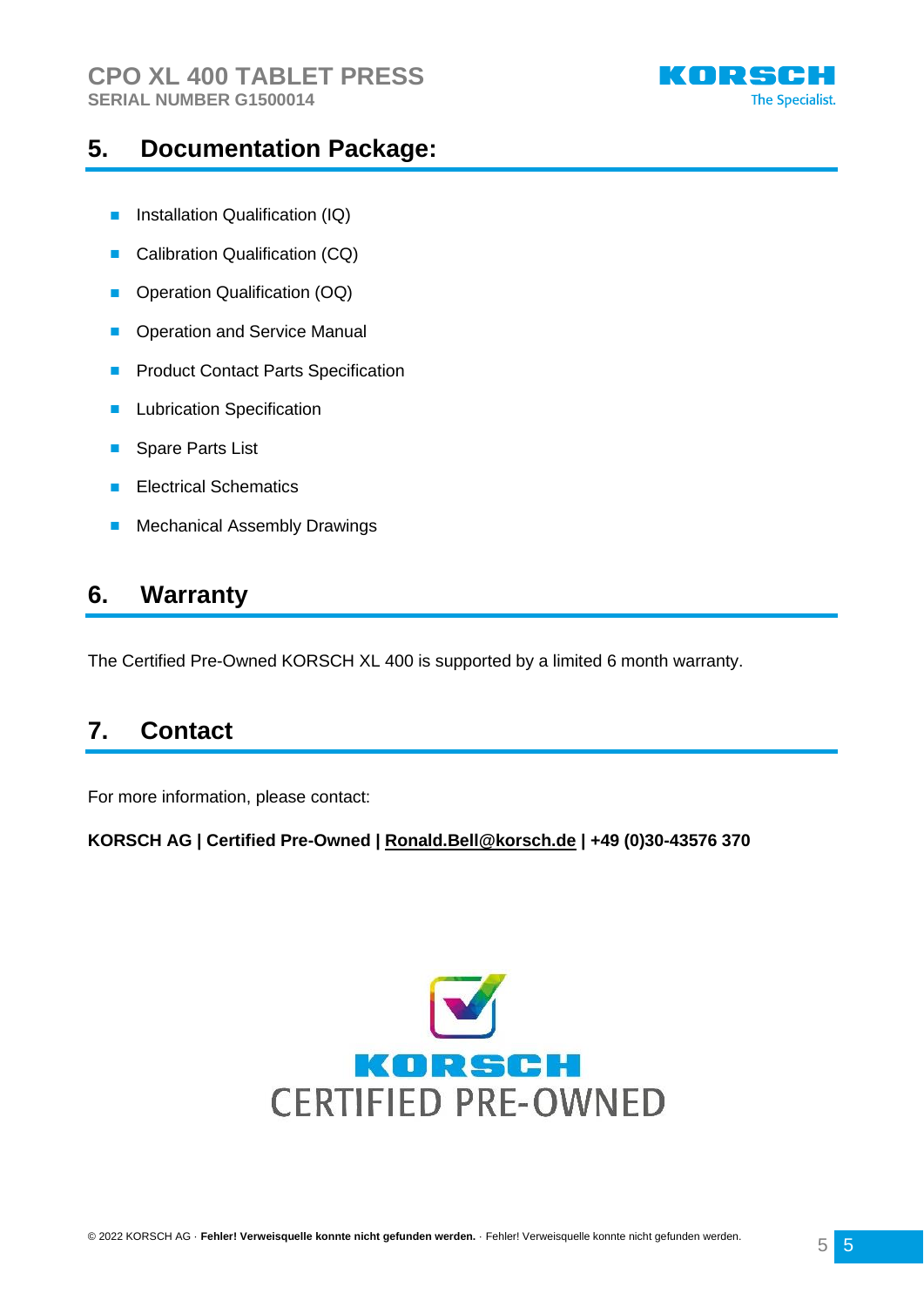## 5. Documentation Package:

- Installation Qualification (IQ)
- Calibration Qualification (CQ)
- Operation Qualification (OQ)
- Operation and Service Manual
- Product Contact Parts Specification
- Lubrication Specification
- Spare Parts List
- Electrical Schematics
- Mechanical Assembly Drawings

## 6. Warranty

The Certified Pre-Owned KORSCH XL 400 is supported by a limited 6 month warranty.

## 7. Contact

For more information, please contact:

**KORSCH AG | Certified Pre-Owned | Ronald.Bell@korsch.de | +49 (0)30-43576 370**

KORSCH

CERTIFIED PRE-OWNED